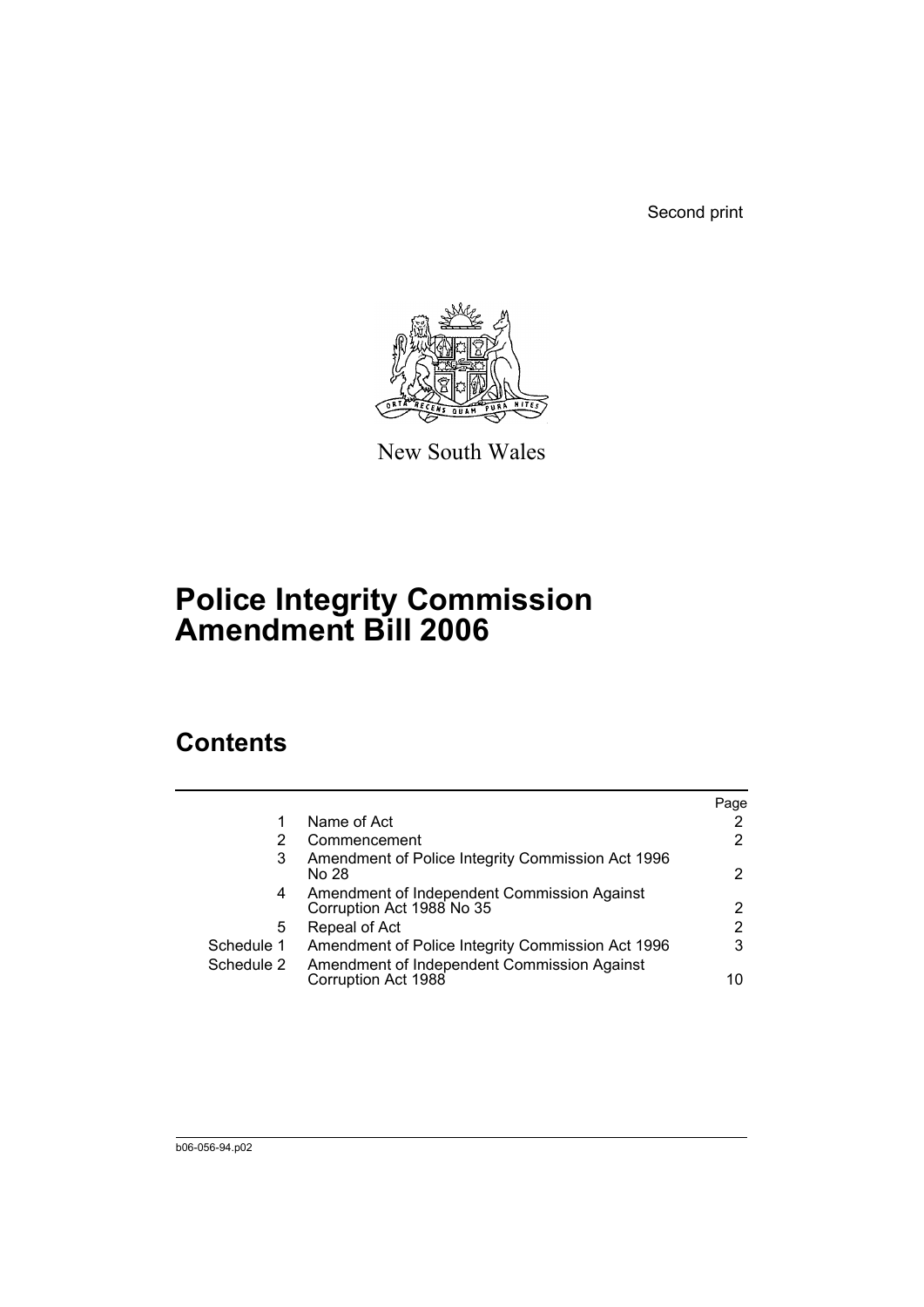Second print

New South Wales

# Police Integrity Commission Amendment Bill 2006

## Contents

| | | Page |
|---|---|---|
| 1 | Name of Act | 2 |
| 2 | Commencement | 2 |
| 3 | Amendment of Police Integrity Commission Act 1996 No 28 | 2 |
| 4 | Amendment of Independent Commission Against Corruption Act 1988 No 35 | 2 |
| 5 | Repeal of Act | 2 |
| Schedule 1 | Amendment of Police Integrity Commission Act 1996 | 3 |
| Schedule 2 | Amendment of Independent Commission Against Corruption Act 1988 | 10 |

b06-056-94.p02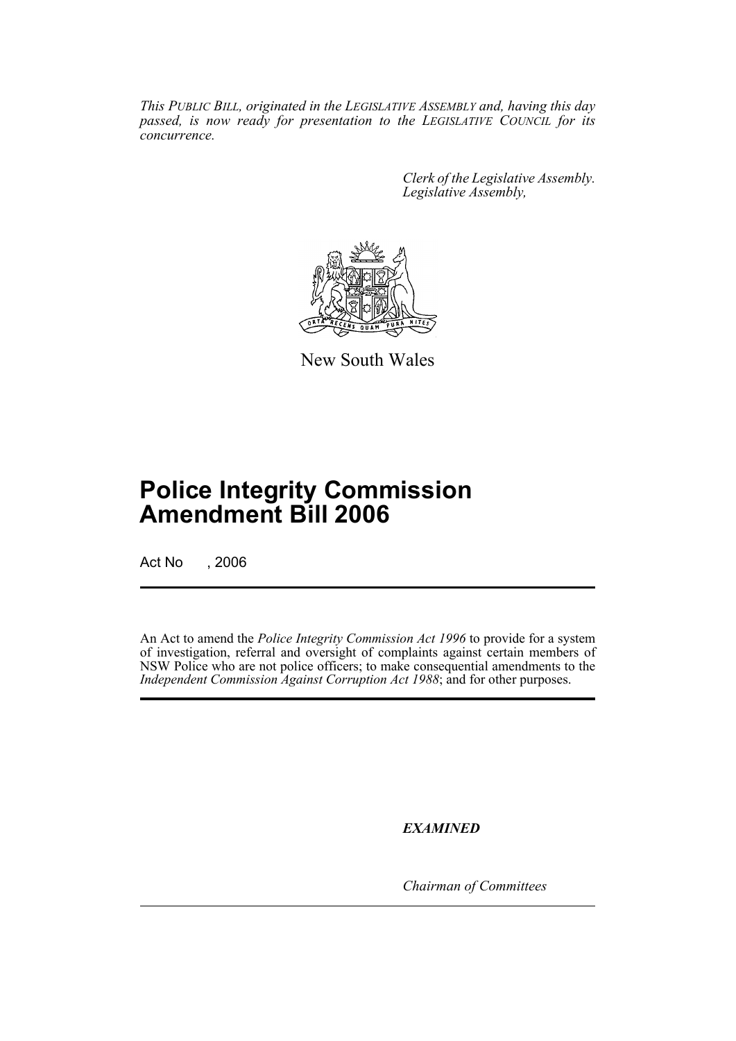*This PUBLIC BILL, originated in the LEGISLATIVE ASSEMBLY and, having this day passed, is now ready for presentation to the LEGISLATIVE COUNCIL for its concurrence.*

*Clerk of the Legislative Assembly.*
*Legislative Assembly,*

New South Wales

# Police Integrity Commission Amendment Bill 2006

Act No , 2006

An Act to amend the *Police Integrity Commission Act 1996* to provide for a system of investigation, referral and oversight of complaints against certain members of NSW Police who are not police officers; to make consequential amendments to the *Independent Commission Against Corruption Act 1988*; and for other purposes.

***EXAMINED***

*Chairman of Committees*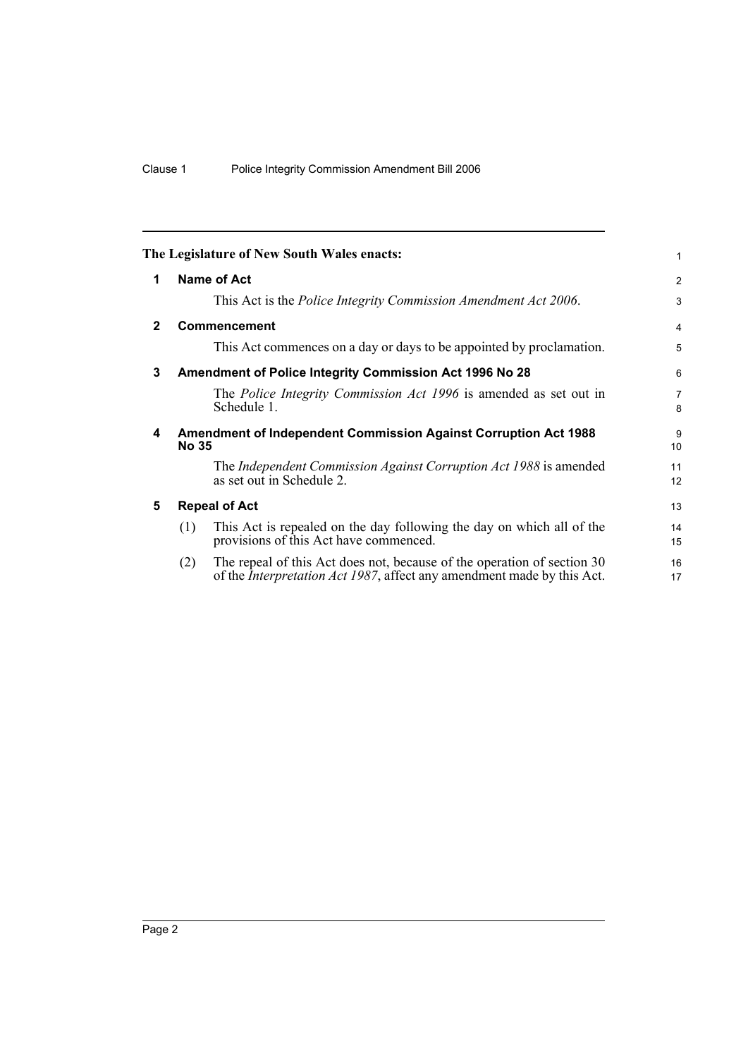The Legislature of New South Wales enacts:

## 1 Name of Act

This Act is the *Police Integrity Commission Amendment Act 2006*.

## 2 Commencement

This Act commences on a day or days to be appointed by proclamation.

## 3 Amendment of Police Integrity Commission Act 1996 No 28

The *Police Integrity Commission Act 1996* is amended as set out in Schedule 1.

## 4 Amendment of Independent Commission Against Corruption Act 1988 No 35

The *Independent Commission Against Corruption Act 1988* is amended as set out in Schedule 2.

## 5 Repeal of Act

(1) This Act is repealed on the day following the day on which all of the provisions of this Act have commenced.

(2) The repeal of this Act does not, because of the operation of section 30 of the *Interpretation Act 1987*, affect any amendment made by this Act.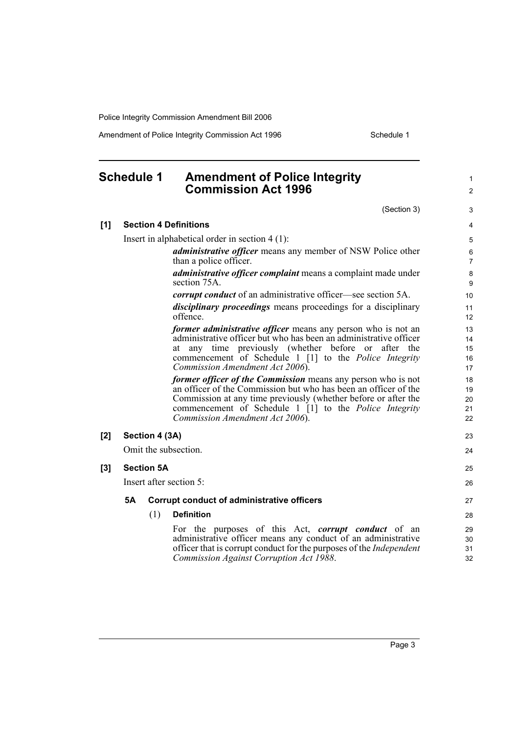# Schedule 1 Amendment of Police Integrity Commission Act 1996

(Section 3)

**[1] Section 4 Definitions**

Insert in alphabetical order in section 4 (1):

> ***administrative officer*** means any member of NSW Police other than a police officer.
>
> ***administrative officer complaint*** means a complaint made under section 75A.
>
> ***corrupt conduct*** of an administrative officer—see section 5A.
>
> ***disciplinary proceedings*** means proceedings for a disciplinary offence.
>
> ***former administrative officer*** means any person who is not an administrative officer but who has been an administrative officer at any time previously (whether before or after the commencement of Schedule 1 [1] to the *Police Integrity Commission Amendment Act 2006*).
>
> ***former officer of the Commission*** means any person who is not an officer of the Commission but who has been an officer of the Commission at any time previously (whether before or after the commencement of Schedule 1 [1] to the *Police Integrity Commission Amendment Act 2006*).

**[2] Section 4 (3A)**

Omit the subsection.

**[3] Section 5A**

Insert after section 5:

> **5A Corrupt conduct of administrative officers**
>
> (1) **Definition**
>
> For the purposes of this Act, ***corrupt conduct*** of an administrative officer means any conduct of an administrative officer that is corrupt conduct for the purposes of the *Independent Commission Against Corruption Act 1988*.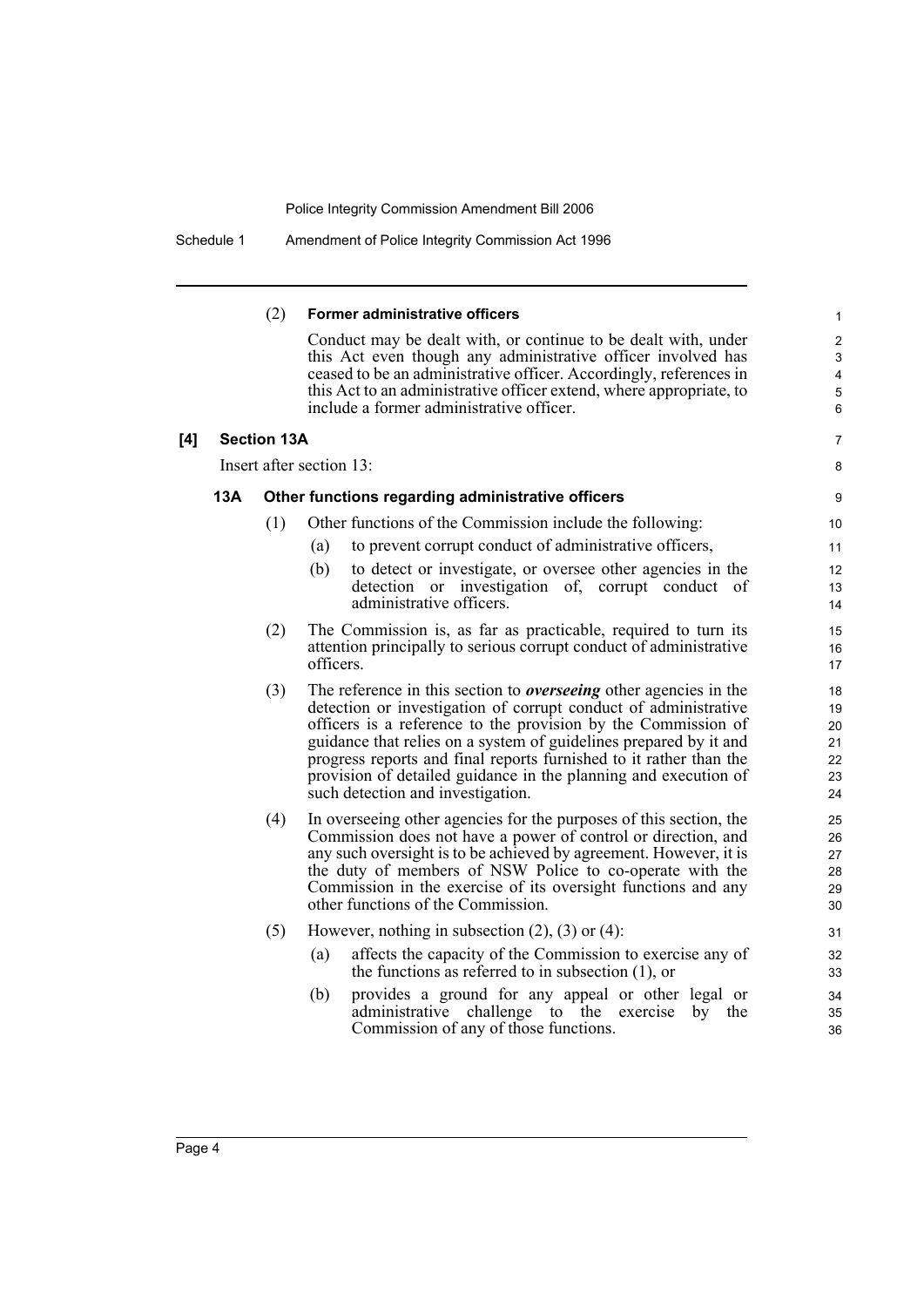(2) **Former administrative officers**

Conduct may be dealt with, or continue to be dealt with, under this Act even though any administrative officer involved has ceased to be an administrative officer. Accordingly, references in this Act to an administrative officer extend, where appropriate, to include a former administrative officer.

**[4] Section 13A**

Insert after section 13:

**13A Other functions regarding administrative officers**

(1) Other functions of the Commission include the following:

(a) to prevent corrupt conduct of administrative officers,

(b) to detect or investigate, or oversee other agencies in the detection or investigation of, corrupt conduct of administrative officers.

(2) The Commission is, as far as practicable, required to turn its attention principally to serious corrupt conduct of administrative officers.

(3) The reference in this section to ***overseeing*** other agencies in the detection or investigation of corrupt conduct of administrative officers is a reference to the provision by the Commission of guidance that relies on a system of guidelines prepared by it and progress reports and final reports furnished to it rather than the provision of detailed guidance in the planning and execution of such detection and investigation.

(4) In overseeing other agencies for the purposes of this section, the Commission does not have a power of control or direction, and any such oversight is to be achieved by agreement. However, it is the duty of members of NSW Police to co-operate with the Commission in the exercise of its oversight functions and any other functions of the Commission.

(5) However, nothing in subsection (2), (3) or (4):

(a) affects the capacity of the Commission to exercise any of the functions as referred to in subsection (1), or

(b) provides a ground for any appeal or other legal or administrative challenge to the exercise by the Commission of any of those functions.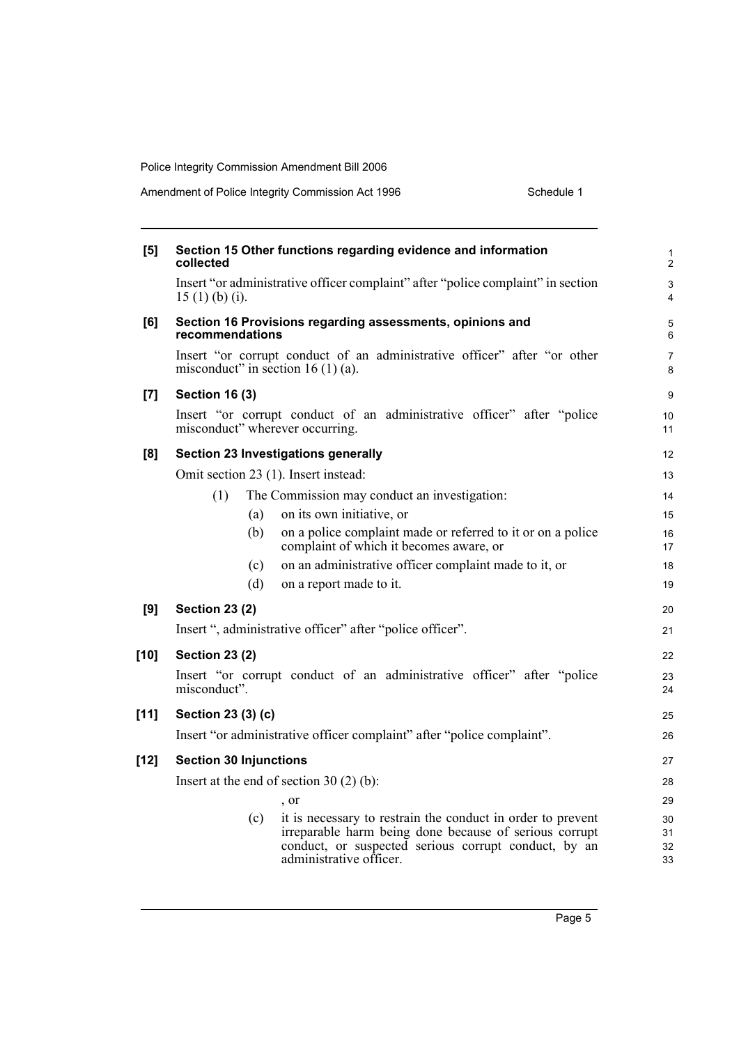**[5] Section 15 Other functions regarding evidence and information collected**

Insert "or administrative officer complaint" after "police complaint" in section 15 (1) (b) (i).

**[6] Section 16 Provisions regarding assessments, opinions and recommendations**

Insert "or corrupt conduct of an administrative officer" after "or other misconduct" in section 16 (1) (a).

**[7] Section 16 (3)**

Insert "or corrupt conduct of an administrative officer" after "police misconduct" wherever occurring.

**[8] Section 23 Investigations generally**

Omit section 23 (1). Insert instead:

(1) The Commission may conduct an investigation:

- (a) on its own initiative, or
- (b) on a police complaint made or referred to it or on a police complaint of which it becomes aware, or
- (c) on an administrative officer complaint made to it, or
- (d) on a report made to it.

**[9] Section 23 (2)**

Insert ", administrative officer" after "police officer".

**[10] Section 23 (2)**

Insert "or corrupt conduct of an administrative officer" after "police misconduct".

**[11] Section 23 (3) (c)**

Insert "or administrative officer complaint" after "police complaint".

**[12] Section 30 Injunctions**

Insert at the end of section 30 (2) (b):

, or

- (c) it is necessary to restrain the conduct in order to prevent irreparable harm being done because of serious corrupt conduct, or suspected serious corrupt conduct, by an administrative officer.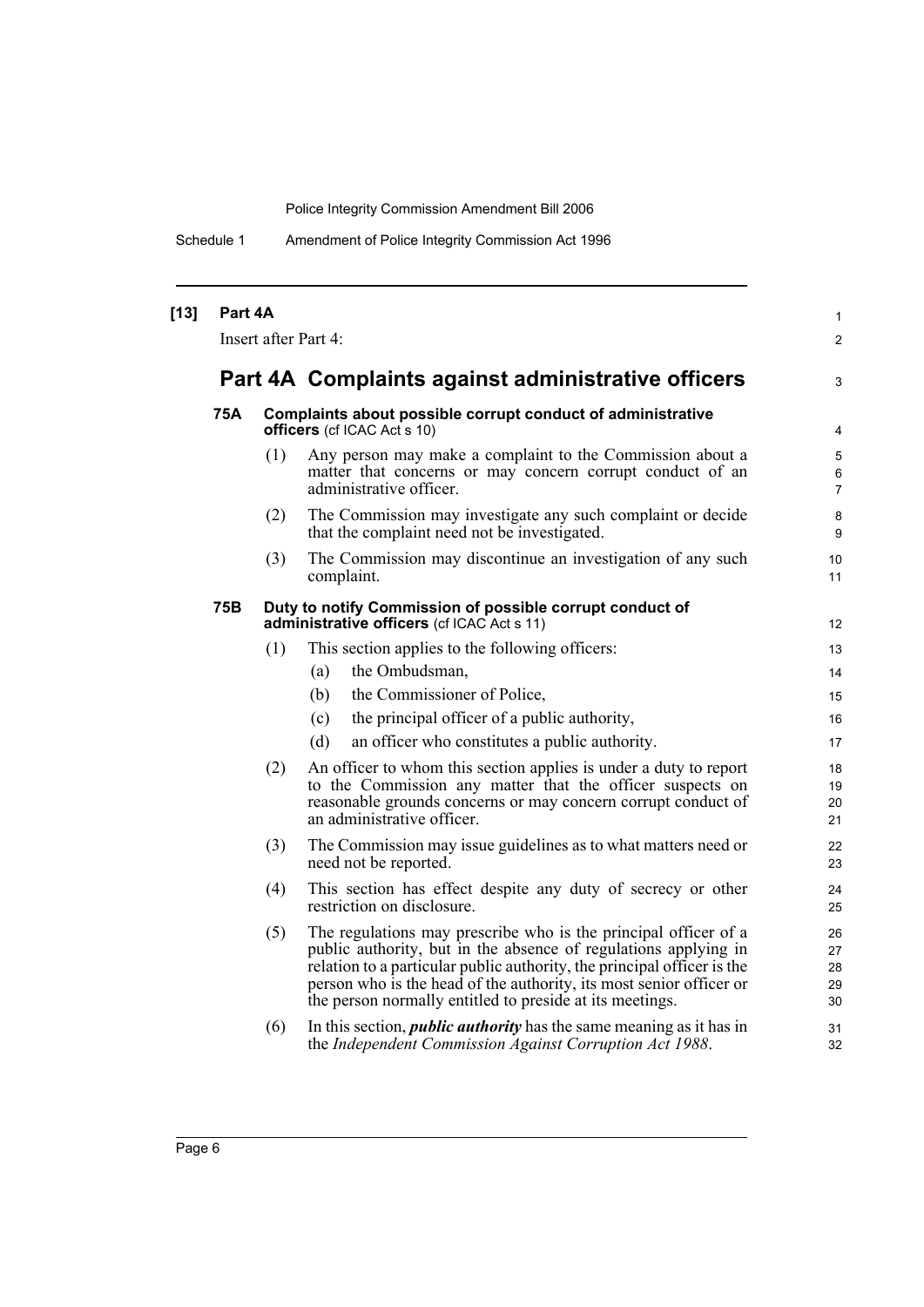**[13] Part 4A**

Insert after Part 4:

## Part 4A Complaints against administrative officers

**75A Complaints about possible corrupt conduct of administrative officers** (cf ICAC Act s 10)

(1) Any person may make a complaint to the Commission about a matter that concerns or may concern corrupt conduct of an administrative officer.

(2) The Commission may investigate any such complaint or decide that the complaint need not be investigated.

(3) The Commission may discontinue an investigation of any such complaint.

**75B Duty to notify Commission of possible corrupt conduct of administrative officers** (cf ICAC Act s 11)

(1) This section applies to the following officers:

(a) the Ombudsman,

(b) the Commissioner of Police,

(c) the principal officer of a public authority,

(d) an officer who constitutes a public authority.

(2) An officer to whom this section applies is under a duty to report to the Commission any matter that the officer suspects on reasonable grounds concerns or may concern corrupt conduct of an administrative officer.

(3) The Commission may issue guidelines as to what matters need or need not be reported.

(4) This section has effect despite any duty of secrecy or other restriction on disclosure.

(5) The regulations may prescribe who is the principal officer of a public authority, but in the absence of regulations applying in relation to a particular public authority, the principal officer is the person who is the head of the authority, its most senior officer or the person normally entitled to preside at its meetings.

(6) In this section, ***public authority*** has the same meaning as it has in the *Independent Commission Against Corruption Act 1988*.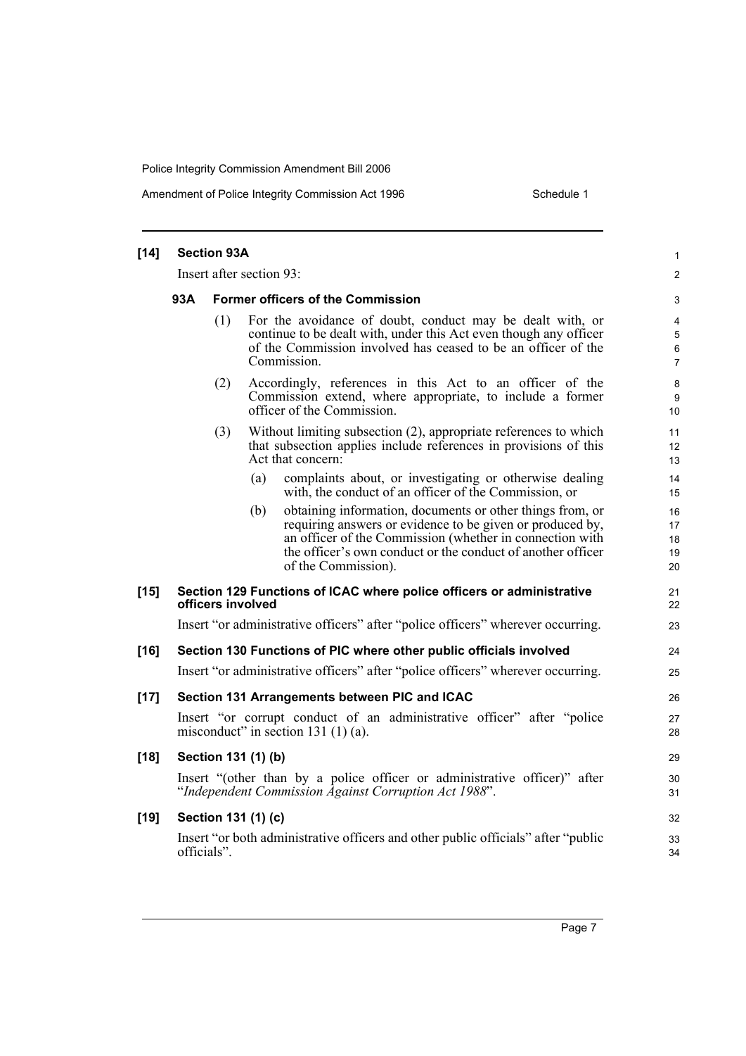**[14] Section 93A**

Insert after section 93:

**93A Former officers of the Commission**

(1) For the avoidance of doubt, conduct may be dealt with, or continue to be dealt with, under this Act even though any officer of the Commission involved has ceased to be an officer of the Commission.

(2) Accordingly, references in this Act to an officer of the Commission extend, where appropriate, to include a former officer of the Commission.

(3) Without limiting subsection (2), appropriate references to which that subsection applies include references in provisions of this Act that concern:

(a) complaints about, or investigating or otherwise dealing with, the conduct of an officer of the Commission, or

(b) obtaining information, documents or other things from, or requiring answers or evidence to be given or produced by, an officer of the Commission (whether in connection with the officer's own conduct or the conduct of another officer of the Commission).

**[15] Section 129 Functions of ICAC where police officers or administrative officers involved**

Insert "or administrative officers" after "police officers" wherever occurring.

**[16] Section 130 Functions of PIC where other public officials involved**

Insert "or administrative officers" after "police officers" wherever occurring.

**[17] Section 131 Arrangements between PIC and ICAC**

Insert "or corrupt conduct of an administrative officer" after "police misconduct" in section 131 (1) (a).

**[18] Section 131 (1) (b)**

Insert "(other than by a police officer or administrative officer)" after "*Independent Commission Against Corruption Act 1988*".

**[19] Section 131 (1) (c)**

Insert "or both administrative officers and other public officials" after "public officials".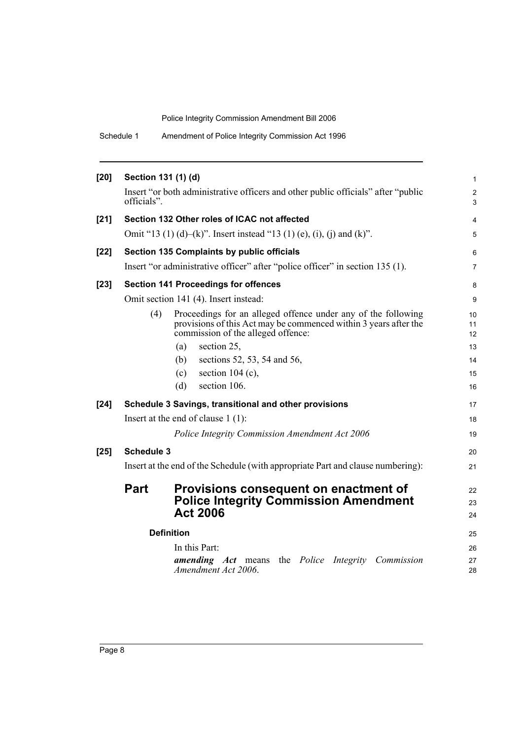**[20] Section 131 (1) (d)**

Insert "or both administrative officers and other public officials" after "public officials".

**[21] Section 132 Other roles of ICAC not affected**

Omit "13 (1) (d)–(k)". Insert instead "13 (1) (e), (i), (j) and (k)".

**[22] Section 135 Complaints by public officials**

Insert "or administrative officer" after "police officer" in section 135 (1).

**[23] Section 141 Proceedings for offences**

Omit section 141 (4). Insert instead:

(4) Proceedings for an alleged offence under any of the following provisions of this Act may be commenced within 3 years after the commission of the alleged offence:

- (a) section 25,
- (b) sections 52, 53, 54 and 56,
- (c) section 104 (c),
- (d) section 106.

**[24] Schedule 3 Savings, transitional and other provisions**

Insert at the end of clause 1 (1):

*Police Integrity Commission Amendment Act 2006*

**[25] Schedule 3**

Insert at the end of the Schedule (with appropriate Part and clause numbering):

## Part Provisions consequent on enactment of Police Integrity Commission Amendment Act 2006

### Definition

In this Part:

***amending Act*** means the *Police Integrity Commission Amendment Act 2006*.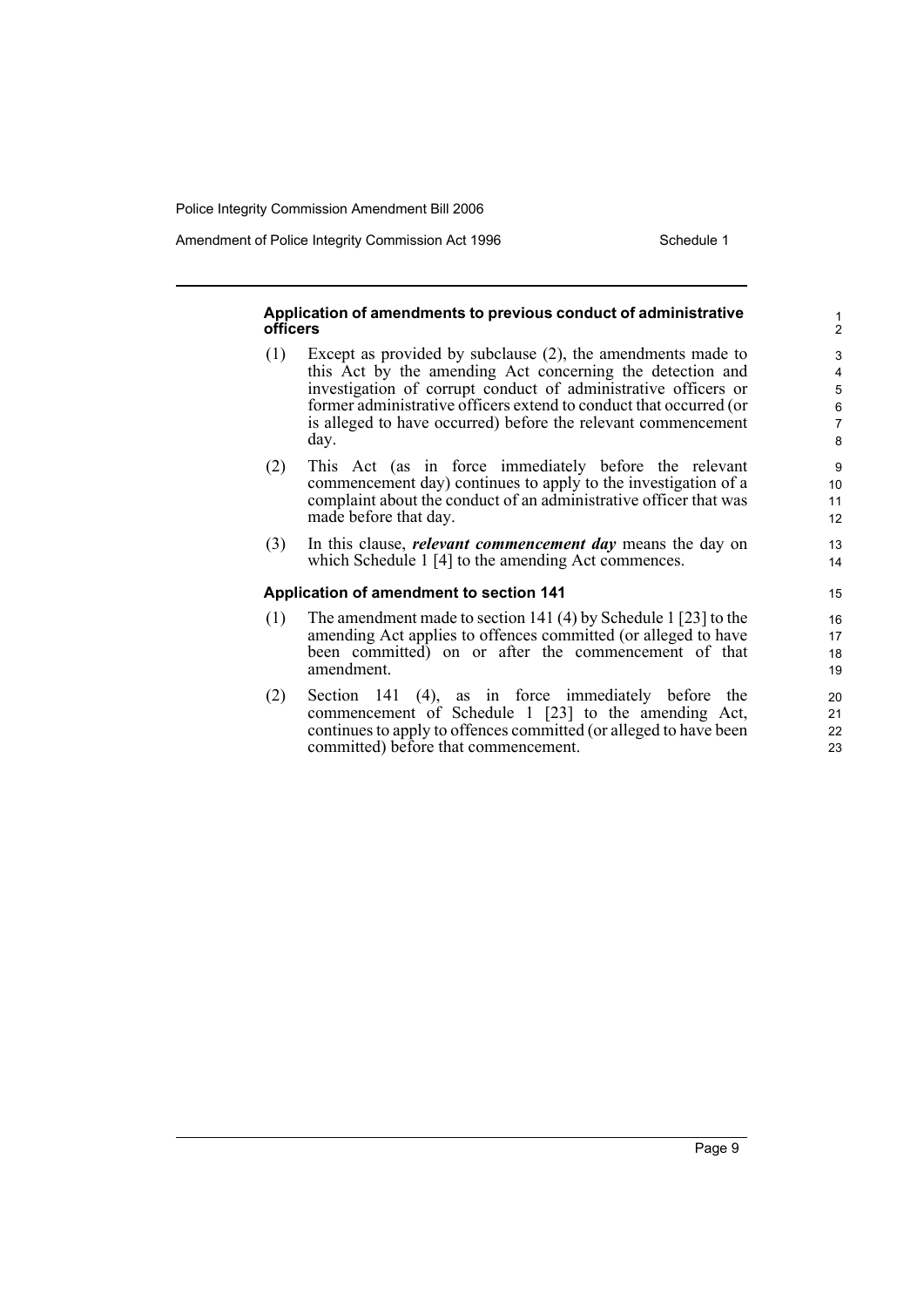### Application of amendments to previous conduct of administrative officers

(1) Except as provided by subclause (2), the amendments made to this Act by the amending Act concerning the detection and investigation of corrupt conduct of administrative officers or former administrative officers extend to conduct that occurred (or is alleged to have occurred) before the relevant commencement day.

(2) This Act (as in force immediately before the relevant commencement day) continues to apply to the investigation of a complaint about the conduct of an administrative officer that was made before that day.

(3) In this clause, ***relevant commencement day*** means the day on which Schedule 1 [4] to the amending Act commences.

### Application of amendment to section 141

(1) The amendment made to section 141 (4) by Schedule 1 [23] to the amending Act applies to offences committed (or alleged to have been committed) on or after the commencement of that amendment.

(2) Section 141 (4), as in force immediately before the commencement of Schedule 1 [23] to the amending Act, continues to apply to offences committed (or alleged to have been committed) before that commencement.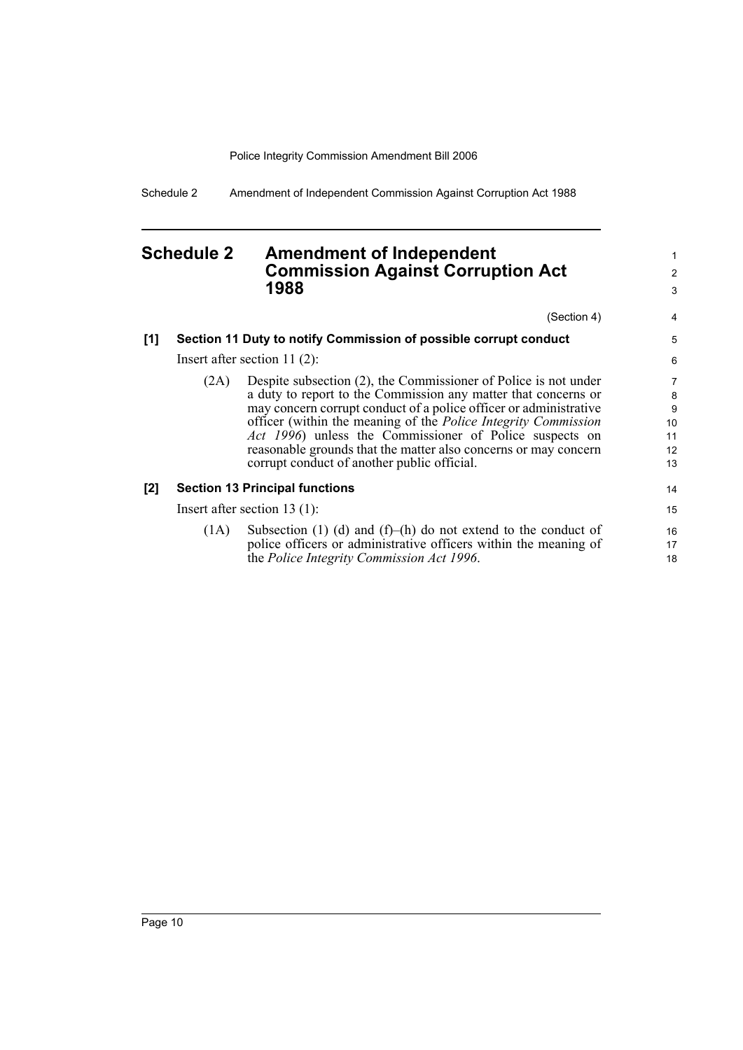## Schedule 2 Amendment of Independent Commission Against Corruption Act 1988

(Section 4)

### [1] Section 11 Duty to notify Commission of possible corrupt conduct

Insert after section 11 (2):

(2A) Despite subsection (2), the Commissioner of Police is not under a duty to report to the Commission any matter that concerns or may concern corrupt conduct of a police officer or administrative officer (within the meaning of the *Police Integrity Commission Act 1996*) unless the Commissioner of Police suspects on reasonable grounds that the matter also concerns or may concern corrupt conduct of another public official.

### [2] Section 13 Principal functions

Insert after section 13 (1):

(1A) Subsection (1) (d) and (f)–(h) do not extend to the conduct of police officers or administrative officers within the meaning of the *Police Integrity Commission Act 1996*.